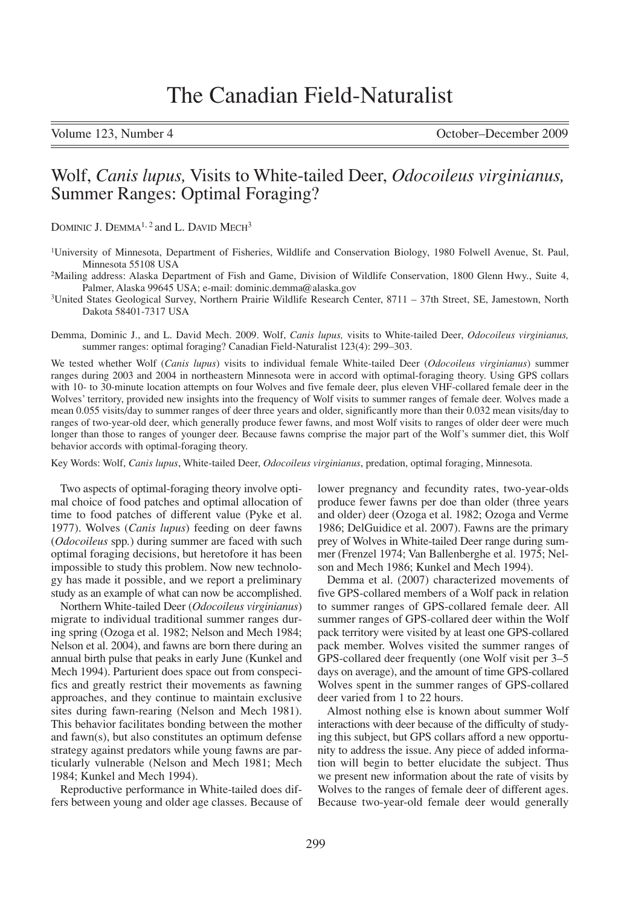# Wolf, *Canis lupus,* Visits to White-tailed Deer, *Odocoileus virginianus,* Summer Ranges: Optimal Foraging?

DOMINIC J. DEMMA[1, 2] and L. DAVID MECH[3]

[1]University of Minnesota, Department of Fisheries, Wildlife and Conservation Biology, 1980 Folwell Avenue, St. Paul, Minnesota 55108 USA

[2]Mailing address: Alaska Department of Fish and Game, Division of Wildlife Conservation, 1800 Glenn Hwy., Suite 4, Palmer, Alaska 99645 USA; e-mail: dominic.demma@alaska.gov

[3]United States Geological Survey, Northern Prairie Wildlife Research Center, 8711 – 37th Street, SE, Jamestown, North Dakota 58401-7317 USA

Demma, Dominic J., and L. David Mech. 2009. Wolf, *Canis lupus,* visits to White-tailed Deer, *Odocoileus virginianus,* summer ranges: optimal foraging? Canadian Field-Naturalist 123(4): 299–303.

We tested whether Wolf (*Canis lupus*) visits to individual female White-tailed Deer (*Odocoileus virginianus*) summer ranges during 2003 and 2004 in northeastern Minnesota were in accord with optimal-foraging theory. Using GPS collars with 10- to 30-minute location attempts on four Wolves and five female deer, plus eleven VHF-collared female deer in the Wolves' territory, provided new insights into the frequency of Wolf visits to summer ranges of female deer. Wolves made a mean 0.055 visits/day to summer ranges of deer three years and older, significantly more than their 0.032 mean visits/day to ranges of two-year-old deer, which generally produce fewer fawns, and most Wolf visits to ranges of older deer were much longer than those to ranges of younger deer. Because fawns comprise the major part of the Wolf's summer diet, this Wolf behavior accords with optimal-foraging theory.

Key Words: Wolf, *Canis lupus*, White-tailed Deer, *Odocoileus virginianus*, predation, optimal foraging, Minnesota.

Two aspects of optimal-foraging theory involve optimal choice of food patches and optimal allocation of time to food patches of different value (Pyke et al. 1977). Wolves (*Canis lupus*) feeding on deer fawns (*Odocoileus* spp.) during summer are faced with such optimal foraging decisions, but heretofore it has been impossible to study this problem. Now new technology has made it possible, and we report a preliminary study as an example of what can now be accomplished.

Northern White-tailed Deer (*Odocoileus virginianus*) migrate to individual traditional summer ranges during spring (Ozoga et al. 1982; Nelson and Mech 1984; Nelson et al. 2004), and fawns are born there during an annual birth pulse that peaks in early June (Kunkel and Mech 1994). Parturient does space out from conspecifics and greatly restrict their movements as fawning approaches, and they continue to maintain exclusive sites during fawn-rearing (Nelson and Mech 1981). This behavior facilitates bonding between the mother and fawn(s), but also constitutes an optimum defense strategy against predators while young fawns are particularly vulnerable (Nelson and Mech 1981; Mech 1984; Kunkel and Mech 1994).

Reproductive performance in White-tailed does differs between young and older age classes. Because of lower pregnancy and fecundity rates, two-year-olds produce fewer fawns per doe than older (three years and older) deer (Ozoga et al. 1982; Ozoga and Verme 1986; DelGuidice et al. 2007). Fawns are the primary prey of Wolves in White-tailed Deer range during summer (Frenzel 1974; Van Ballenberghe et al. 1975; Nelson and Mech 1986; Kunkel and Mech 1994).

Demma et al. (2007) characterized movements of five GPS-collared members of a Wolf pack in relation to summer ranges of GPS-collared female deer. All summer ranges of GPS-collared deer within the Wolf pack territory were visited by at least one GPS-collared pack member. Wolves visited the summer ranges of GPS-collared deer frequently (one Wolf visit per 3–5 days on average), and the amount of time GPS-collared Wolves spent in the summer ranges of GPS-collared deer varied from 1 to 22 hours.

Almost nothing else is known about summer Wolf interactions with deer because of the difficulty of studying this subject, but GPS collars afford a new opportunity to address the issue. Any piece of added information will begin to better elucidate the subject. Thus we present new information about the rate of visits by Wolves to the ranges of female deer of different ages. Because two-year-old female deer would generally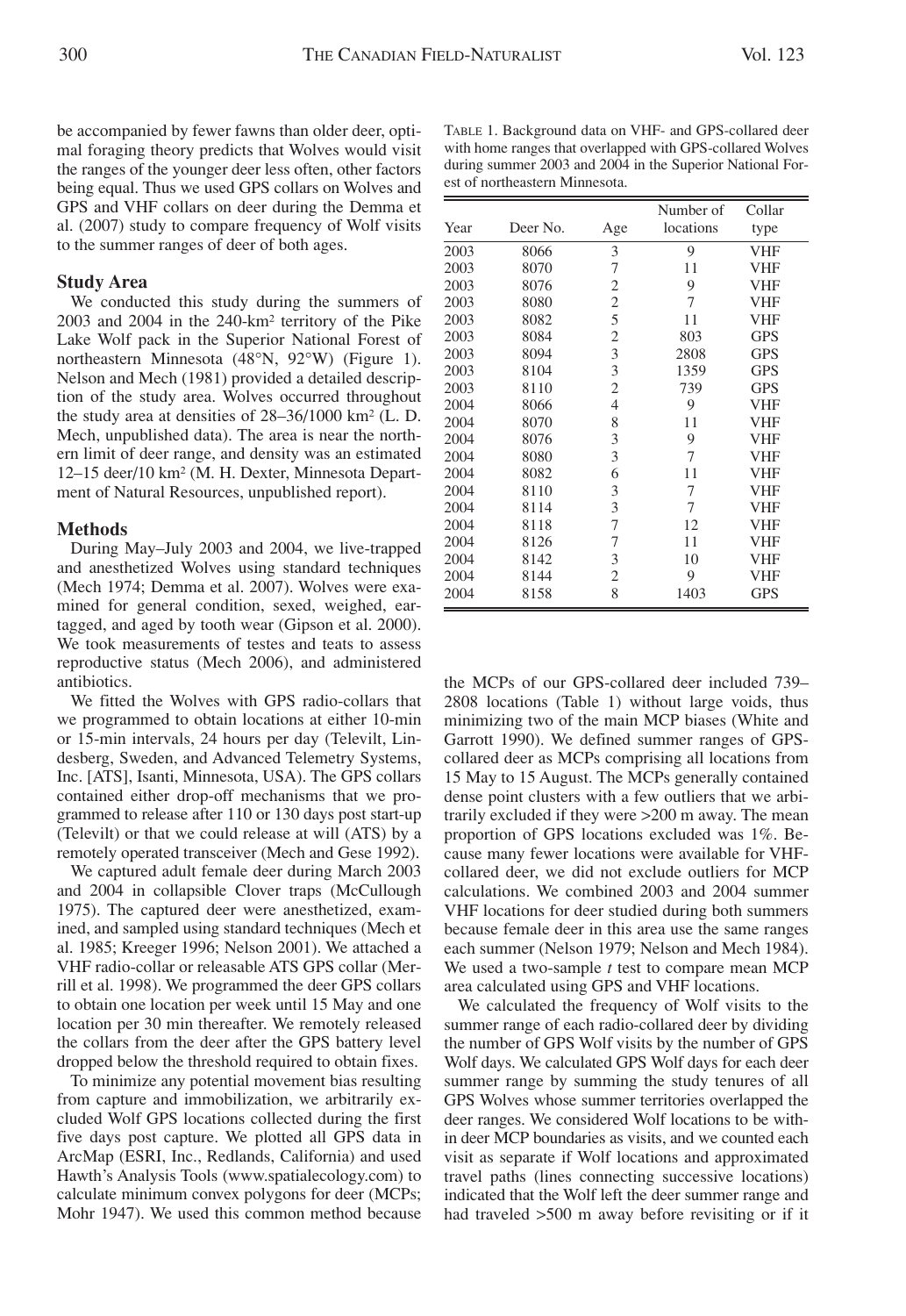be accompanied by fewer fawns than older deer, optimal foraging theory predicts that Wolves would visit the ranges of the younger deer less often, other factors being equal. Thus we used GPS collars on Wolves and GPS and VHF collars on deer during the Demma et al. (2007) study to compare frequency of Wolf visits to the summer ranges of deer of both ages.

## Study Area

We conducted this study during the summers of 2003 and 2004 in the 240-km² territory of the Pike Lake Wolf pack in the Superior National Forest of northeastern Minnesota (48°N, 92°W) (Figure 1). Nelson and Mech (1981) provided a detailed description of the study area. Wolves occurred throughout the study area at densities of 28–36/1000 km² (L. D. Mech, unpublished data). The area is near the northern limit of deer range, and density was an estimated 12–15 deer/10 km² (M. H. Dexter, Minnesota Department of Natural Resources, unpublished report).

## Methods

During May–July 2003 and 2004, we live-trapped and anesthetized Wolves using standard techniques (Mech 1974; Demma et al. 2007). Wolves were examined for general condition, sexed, weighed, eartagged, and aged by tooth wear (Gipson et al. 2000). We took measurements of testes and teats to assess reproductive status (Mech 2006), and administered antibiotics.

We fitted the Wolves with GPS radio-collars that we programmed to obtain locations at either 10-min or 15-min intervals, 24 hours per day (Televilt, Lindesberg, Sweden, and Advanced Telemetry Systems, Inc. [ATS], Isanti, Minnesota, USA). The GPS collars contained either drop-off mechanisms that we programmed to release after 110 or 130 days post start-up (Televilt) or that we could release at will (ATS) by a remotely operated transceiver (Mech and Gese 1992).

We captured adult female deer during March 2003 and 2004 in collapsible Clover traps (McCullough 1975). The captured deer were anesthetized, examined, and sampled using standard techniques (Mech et al. 1985; Kreeger 1996; Nelson 2001). We attached a VHF radio-collar or releasable ATS GPS collar (Merrill et al. 1998). We programmed the deer GPS collars to obtain one location per week until 15 May and one location per 30 min thereafter. We remotely released the collars from the deer after the GPS battery level dropped below the threshold required to obtain fixes.

To minimize any potential movement bias resulting from capture and immobilization, we arbitrarily excluded Wolf GPS locations collected during the first five days post capture. We plotted all GPS data in ArcMap (ESRI, Inc., Redlands, California) and used Hawth's Analysis Tools (www.spatialecology.com) to calculate minimum convex polygons for deer (MCPs; Mohr 1947). We used this common method because the MCPs of our GPS-collared deer included 739–2808 locations (Table 1) without large voids, thus minimizing two of the main MCP biases (White and Garrott 1990). We defined summer ranges of GPS-collared deer as MCPs comprising all locations from 15 May to 15 August. The MCPs generally contained dense point clusters with a few outliers that we arbitrarily excluded if they were >200 m away. The mean proportion of GPS locations excluded was 1%. Because many fewer locations were available for VHF-collared deer, we did not exclude outliers for MCP calculations. We combined 2003 and 2004 summer VHF locations for deer studied during both summers because female deer in this area use the same ranges each summer (Nelson 1979; Nelson and Mech 1984). We used a two-sample $t$ test to compare mean MCP area calculated using GPS and VHF locations.

We calculated the frequency of Wolf visits to the summer range of each radio-collared deer by dividing the number of GPS Wolf visits by the number of GPS Wolf days. We calculated GPS Wolf days for each deer summer range by summing the study tenures of all GPS Wolves whose summer territories overlapped the deer ranges. We considered Wolf locations to be within deer MCP boundaries as visits, and we counted each visit as separate if Wolf locations and approximated travel paths (lines connecting successive locations) indicated that the Wolf left the deer summer range and had traveled >500 m away before revisiting or if it

TABLE 1. Background data on VHF- and GPS-collared deer with home ranges that overlapped with GPS-collared Wolves during summer 2003 and 2004 in the Superior National Forest of northeastern Minnesota.

| Year | Deer No. | Age | Number of locations | Collar type |
|---|---|---|---|---|
| 2003 | 8066 | 3 | 9 | VHF |
| 2003 | 8070 | 7 | 11 | VHF |
| 2003 | 8076 | 2 | 9 | VHF |
| 2003 | 8080 | 2 | 7 | VHF |
| 2003 | 8082 | 5 | 11 | VHF |
| 2003 | 8084 | 2 | 803 | GPS |
| 2003 | 8094 | 3 | 2808 | GPS |
| 2003 | 8104 | 3 | 1359 | GPS |
| 2003 | 8110 | 2 | 739 | GPS |
| 2004 | 8066 | 4 | 9 | VHF |
| 2004 | 8070 | 8 | 11 | VHF |
| 2004 | 8076 | 3 | 9 | VHF |
| 2004 | 8080 | 3 | 7 | VHF |
| 2004 | 8082 | 6 | 11 | VHF |
| 2004 | 8110 | 3 | 7 | VHF |
| 2004 | 8114 | 3 | 7 | VHF |
| 2004 | 8118 | 7 | 12 | VHF |
| 2004 | 8126 | 7 | 11 | VHF |
| 2004 | 8142 | 3 | 10 | VHF |
| 2004 | 8144 | 2 | 9 | VHF |
| 2004 | 8158 | 8 | 1403 | GPS |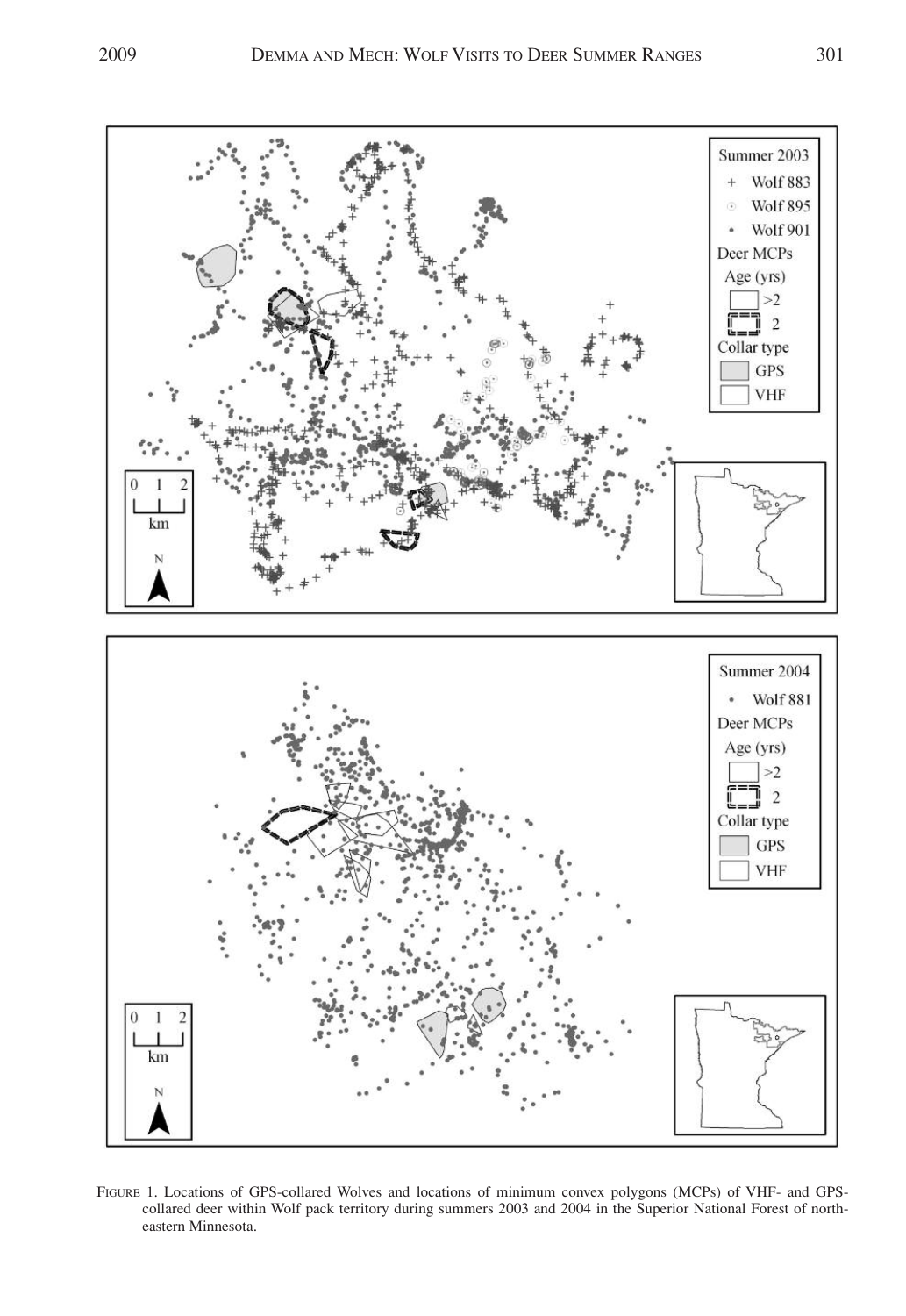FIGURE 1. Locations of GPS-collared Wolves and locations of minimum convex polygons (MCPs) of VHF- and GPS-collared deer within Wolf pack territory during summers 2003 and 2004 in the Superior National Forest of northeastern Minnesota.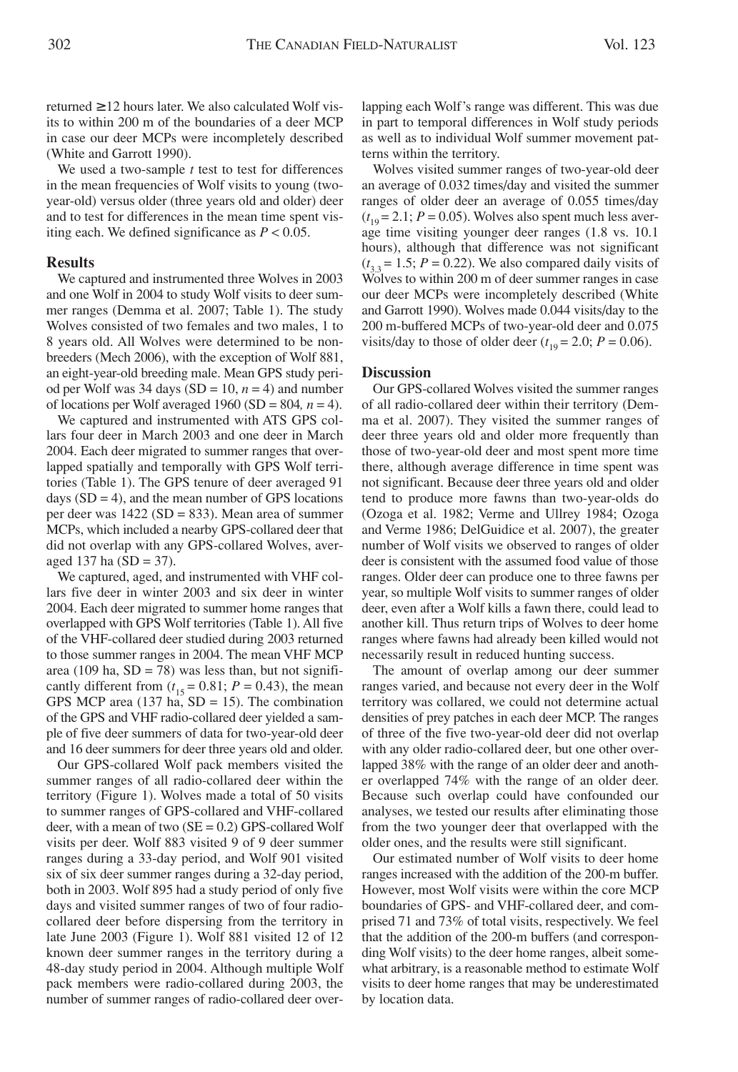returned ≥12 hours later. We also calculated Wolf visits to within 200 m of the boundaries of a deer MCP in case our deer MCPs were incompletely described (White and Garrott 1990).

We used a two-sample *t* test to test for differences in the mean frequencies of Wolf visits to young (two-year-old) versus older (three years old and older) deer and to test for differences in the mean time spent visiting each. We defined significance as $P < 0.05$.

## Results

We captured and instrumented three Wolves in 2003 and one Wolf in 2004 to study Wolf visits to deer summer ranges (Demma et al. 2007; Table 1). The study Wolves consisted of two females and two males, 1 to 8 years old. All Wolves were determined to be nonbreeders (Mech 2006), with the exception of Wolf 881, an eight-year-old breeding male. Mean GPS study period per Wolf was 34 days (SD = 10, $n = 4$) and number of locations per Wolf averaged 1960 (SD = 804, $n = 4$).

We captured and instrumented with ATS GPS collars four deer in March 2003 and one deer in March 2004. Each deer migrated to summer ranges that overlapped spatially and temporally with GPS Wolf territories (Table 1). The GPS tenure of deer averaged 91 days (SD = 4), and the mean number of GPS locations per deer was 1422 (SD = 833). Mean area of summer MCPs, which included a nearby GPS-collared deer that did not overlap with any GPS-collared Wolves, averaged 137 ha (SD = 37).

We captured, aged, and instrumented with VHF collars five deer in winter 2003 and six deer in winter 2004. Each deer migrated to summer home ranges that overlapped with GPS Wolf territories (Table 1). All five of the VHF-collared deer studied during 2003 returned to those summer ranges in 2004. The mean VHF MCP area (109 ha, SD = 78) was less than, but not significantly different from ($t_{15} = 0.81$; $P = 0.43$), the mean GPS MCP area (137 ha, SD = 15). The combination of the GPS and VHF radio-collared deer yielded a sample of five deer summers of data for two-year-old deer and 16 deer summers for deer three years old and older.

Our GPS-collared Wolf pack members visited the summer ranges of all radio-collared deer within the territory (Figure 1). Wolves made a total of 50 visits to summer ranges of GPS-collared and VHF-collared deer, with a mean of two (SE = 0.2) GPS-collared Wolf visits per deer. Wolf 883 visited 9 of 9 deer summer ranges during a 33-day period, and Wolf 901 visited six of six deer summer ranges during a 32-day period, both in 2003. Wolf 895 had a study period of only five days and visited summer ranges of two of four radio-collared deer before dispersing from the territory in late June 2003 (Figure 1). Wolf 881 visited 12 of 12 known deer summer ranges in the territory during a 48-day study period in 2004. Although multiple Wolf pack members were radio-collared during 2003, the number of summer ranges of radio-collared deer overlapping each Wolf's range was different. This was due in part to temporal differences in Wolf study periods as well as to individual Wolf summer movement patterns within the territory.

Wolves visited summer ranges of two-year-old deer an average of 0.032 times/day and visited the summer ranges of older deer an average of 0.055 times/day ($t_{19} = 2.1$; $P = 0.05$). Wolves also spent much less average time visiting younger deer ranges (1.8 vs. 10.1 hours), although that difference was not significant ($t_{3.3} = 1.5$; $P = 0.22$). We also compared daily visits of Wolves to within 200 m of deer summer ranges in case our deer MCPs were incompletely described (White and Garrott 1990). Wolves made 0.044 visits/day to the 200 m-buffered MCPs of two-year-old deer and 0.075 visits/day to those of older deer ($t_{19} = 2.0$; $P = 0.06$).

## Discussion

Our GPS-collared Wolves visited the summer ranges of all radio-collared deer within their territory (Demma et al. 2007). They visited the summer ranges of deer three years old and older more frequently than those of two-year-old deer and most spent more time there, although average difference in time spent was not significant. Because deer three years old and older tend to produce more fawns than two-year-olds do (Ozoga et al. 1982; Verme and Ullrey 1984; Ozoga and Verme 1986; DelGuidice et al. 2007), the greater number of Wolf visits we observed to ranges of older deer is consistent with the assumed food value of those ranges. Older deer can produce one to three fawns per year, so multiple Wolf visits to summer ranges of older deer, even after a Wolf kills a fawn there, could lead to another kill. Thus return trips of Wolves to deer home ranges where fawns had already been killed would not necessarily result in reduced hunting success.

The amount of overlap among our deer summer ranges varied, and because not every deer in the Wolf territory was collared, we could not determine actual densities of prey patches in each deer MCP. The ranges of three of the five two-year-old deer did not overlap with any older radio-collared deer, but one other overlapped 38% with the range of an older deer and another overlapped 74% with the range of an older deer. Because such overlap could have confounded our analyses, we tested our results after eliminating those from the two younger deer that overlapped with the older ones, and the results were still significant.

Our estimated number of Wolf visits to deer home ranges increased with the addition of the 200-m buffer. However, most Wolf visits were within the core MCP boundaries of GPS- and VHF-collared deer, and comprised 71 and 73% of total visits, respectively. We feel that the addition of the 200-m buffers (and corresponding Wolf visits) to the deer home ranges, albeit somewhat arbitrary, is a reasonable method to estimate Wolf visits to deer home ranges that may be underestimated by location data.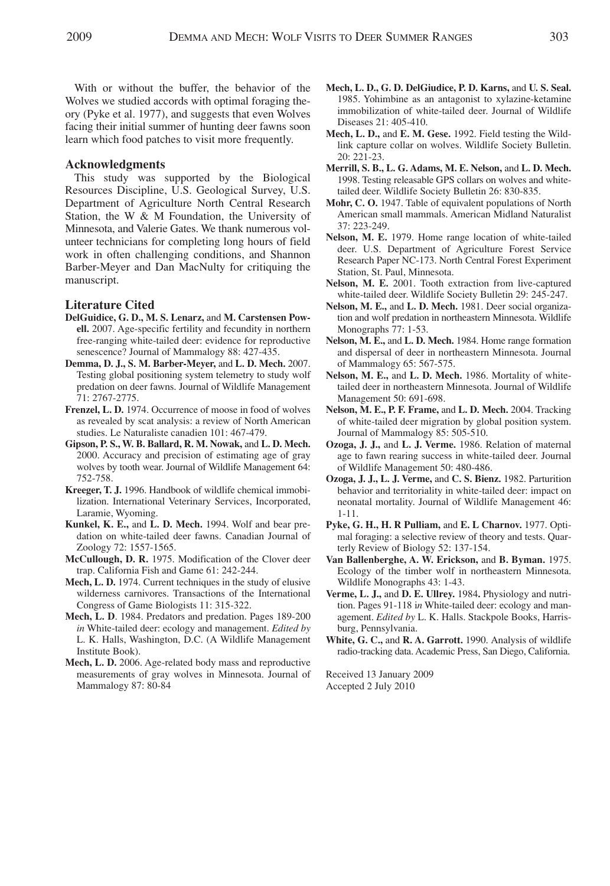With or without the buffer, the behavior of the Wolves we studied accords with optimal foraging theory (Pyke et al. 1977), and suggests that even Wolves facing their initial summer of hunting deer fawns soon learn which food patches to visit more frequently.

## Acknowledgments

This study was supported by the Biological Resources Discipline, U.S. Geological Survey, U.S. Department of Agriculture North Central Research Station, the W & M Foundation, the University of Minnesota, and Valerie Gates. We thank numerous volunteer technicians for completing long hours of field work in often challenging conditions, and Shannon Barber-Meyer and Dan MacNulty for critiquing the manuscript.

## Literature Cited

**DelGuidice, G. D., M. S. Lenarz,** and **M. Carstensen Powell.** 2007. Age-specific fertility and fecundity in northern free-ranging white-tailed deer: evidence for reproductive senescence? Journal of Mammalogy 88: 427-435.

**Demma, D. J., S. M. Barber-Meyer,** and **L. D. Mech.** 2007. Testing global positioning system telemetry to study wolf predation on deer fawns. Journal of Wildlife Management 71: 2767-2775.

**Frenzel, L. D.** 1974. Occurrence of moose in food of wolves as revealed by scat analysis: a review of North American studies. Le Naturaliste canadien 101: 467-479.

**Gipson, P. S., W. B. Ballard, R. M. Nowak,** and **L. D. Mech.** 2000. Accuracy and precision of estimating age of gray wolves by tooth wear. Journal of Wildlife Management 64: 752-758.

**Kreeger, T. J.** 1996. Handbook of wildlife chemical immobilization. International Veterinary Services, Incorporated, Laramie, Wyoming.

**Kunkel, K. E.,** and **L. D. Mech.** 1994. Wolf and bear predation on white-tailed deer fawns. Canadian Journal of Zoology 72: 1557-1565.

**McCullough, D. R.** 1975. Modification of the Clover deer trap. California Fish and Game 61: 242-244.

**Mech, L. D.** 1974. Current techniques in the study of elusive wilderness carnivores. Transactions of the International Congress of Game Biologists 11: 315-322.

**Mech, L. D**. 1984. Predators and predation. Pages 189-200 *in* White-tailed deer: ecology and management. *Edited by* L. K. Halls, Washington, D.C. (A Wildlife Management Institute Book).

**Mech, L. D.** 2006. Age-related body mass and reproductive measurements of gray wolves in Minnesota. Journal of Mammalogy 87: 80-84

**Mech, L. D., G. D. DelGiudice, P. D. Karns,** and **U. S. Seal.** 1985. Yohimbine as an antagonist to xylazine-ketamine immobilization of white-tailed deer. Journal of Wildlife Diseases 21: 405-410.

**Mech, L. D.,** and **E. M. Gese.** 1992. Field testing the Wildlink capture collar on wolves. Wildlife Society Bulletin. 20: 221-23.

**Merrill, S. B., L. G. Adams, M. E. Nelson,** and **L. D. Mech.** 1998. Testing releasable GPS collars on wolves and white-tailed deer. Wildlife Society Bulletin 26: 830-835.

**Mohr, C. O.** 1947. Table of equivalent populations of North American small mammals. American Midland Naturalist 37: 223-249.

**Nelson, M. E.** 1979. Home range location of white-tailed deer. U.S. Department of Agriculture Forest Service Research Paper NC-173. North Central Forest Experiment Station, St. Paul, Minnesota.

**Nelson, M. E.** 2001. Tooth extraction from live-captured white-tailed deer. Wildlife Society Bulletin 29: 245-247.

**Nelson, M. E.,** and **L. D. Mech.** 1981. Deer social organization and wolf predation in northeastern Minnesota. Wildlife Monographs 77: 1-53.

**Nelson, M. E.,** and **L. D. Mech.** 1984. Home range formation and dispersal of deer in northeastern Minnesota. Journal of Mammalogy 65: 567-575.

**Nelson, M. E.,** and **L. D. Mech.** 1986. Mortality of white-tailed deer in northeastern Minnesota. Journal of Wildlife Management 50: 691-698.

**Nelson, M. E., P. F. Frame,** and **L. D. Mech.** 2004. Tracking of white-tailed deer migration by global position system. Journal of Mammalogy 85: 505-510.

**Ozoga, J. J.,** and **L. J. Verme.** 1986. Relation of maternal age to fawn rearing success in white-tailed deer. Journal of Wildlife Management 50: 480-486.

**Ozoga, J. J., L. J. Verme,** and **C. S. Bienz.** 1982. Parturition behavior and territoriality in white-tailed deer: impact on neonatal mortality. Journal of Wildlife Management 46: 1-11.

**Pyke, G. H., H. R Pulliam,** and **E. L Charnov.** 1977. Optimal foraging: a selective review of theory and tests. Quarterly Review of Biology 52: 137-154.

**Van Ballenberghe, A. W. Erickson,** and **B. Byman.** 1975. Ecology of the timber wolf in northeastern Minnesota. Wildlife Monographs 43: 1-43.

**Verme, L. J.,** and **D. E. Ullrey.** 1984**.** Physiology and nutrition. Pages 91-118 i*n* White-tailed deer: ecology and management. *Edited by* L. K. Halls. Stackpole Books, Harrisburg, Pennsylvania.

**White, G. C.,** and **R. A. Garrott.** 1990. Analysis of wildlife radio-tracking data. Academic Press, San Diego, California.

Received 13 January 2009
Accepted 2 July 2010